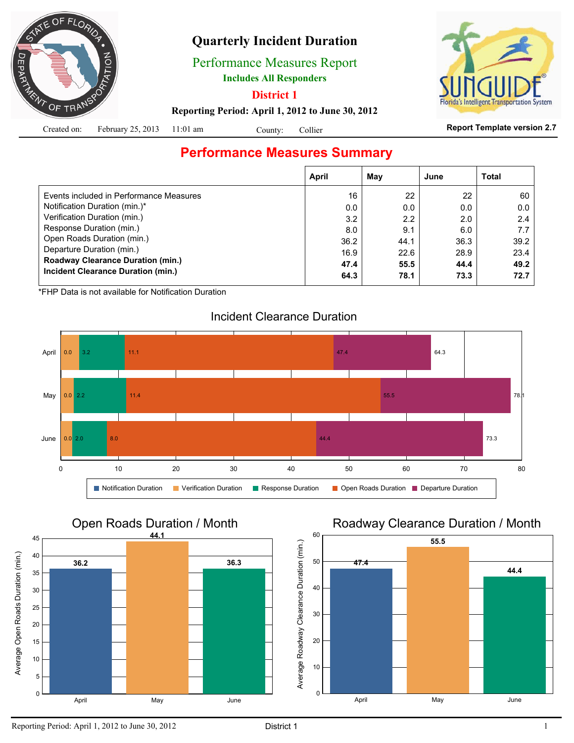# Quarterly Incident Duration

## Performance Measures Report

**Includes All Responders**

**District 1**

**Reporting Period: April 1, 2012 to June 30, 2012**

Created on: February 25, 2013 11:01 am County: Collier

**Report Template version 2.7**

## Performance Measures Summary

| | April | May | June | Total |
|---|---|---|---|---|
| Events included in Performance Measures | 16 | 22 | 22 | 60 |
| Notification Duration (min.)* | 0.0 | 0.0 | 0.0 | 0.0 |
| Verification Duration (min.) | 3.2 | 2.2 | 2.0 | 2.4 |
| Response Duration (min.) | 8.0 | 9.1 | 6.0 | 7.7 |
| Open Roads Duration (min.) | 36.2 | 44.1 | 36.3 | 39.2 |
| Departure Duration (min.) | 16.9 | 22.6 | 28.9 | 23.4 |
| **Roadway Clearance Duration (min.)** | **47.4** | **55.5** | **44.4** | **49.2** |
| **Incident Clearance Duration (min.)** | **64.3** | **78.1** | **73.3** | **72.7** |

*FHP Data is not available for Notification Duration

### Incident Clearance Duration

| Month | Notification | Verification | Response | Open Roads | Departure |
|---|---|---|---|---|---|
| April | 0.0 | 3.2 | 11.1 | 47.4 | 64.3 |
| May | 0.0 | 2.2 | 11.4 | 55.5 | 78.1 |
| June | 0.0 | 2.0 | 8.0 | 44.4 | 73.3 |

Legend: Notification Duration, Verification Duration, Response Duration, Open Roads Duration, Departure Duration

### Open Roads Duration / Month

| Month | Average Open Roads Duration (min.) |
|---|---|
| April | 36.2 |
| May | 44.1 |
| June | 36.3 |

### Roadway Clearance Duration / Month

| Month | Average Roadway Clearance Duration (min.) |
|---|---|
| April | 47.4 |
| May | 55.5 |
| June | 44.4 |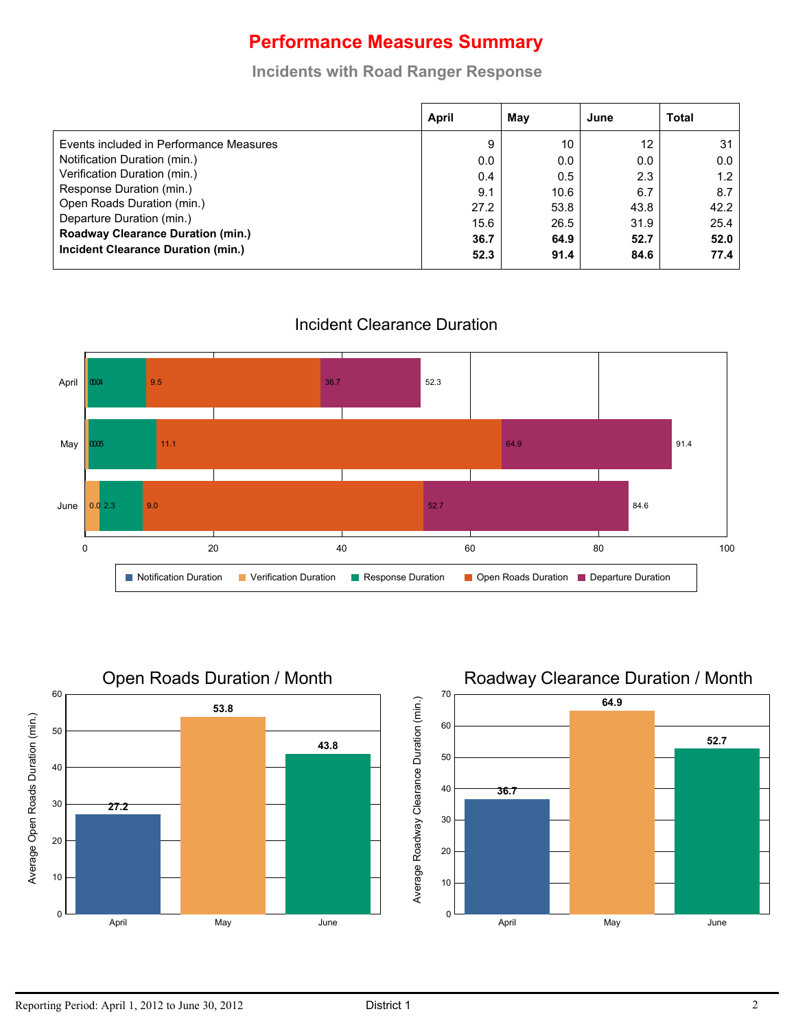# Performance Measures Summary

## Incidents with Road Ranger Response

| | April | May | June | Total |
|---|---|---|---|---|
| Events included in Performance Measures | 9 | 10 | 12 | 31 |
| Notification Duration (min.) | 0.0 | 0.0 | 0.0 | 0.0 |
| Verification Duration (min.) | 0.4 | 0.5 | 2.3 | 1.2 |
| Response Duration (min.) | 9.1 | 10.6 | 6.7 | 8.7 |
| Open Roads Duration (min.) | 27.2 | 53.8 | 43.8 | 42.2 |
| Departure Duration (min.) | 15.6 | 26.5 | 31.9 | 25.4 |
| **Roadway Clearance Duration (min.)** | **36.7** | **64.9** | **52.7** | **52.0** |
| **Incident Clearance Duration (min.)** | **52.3** | **91.4** | **84.6** | **77.4** |

### Incident Clearance Duration

| | Notification Duration | Verification Duration | Response Duration | Open Roads Duration | Departure Duration |
|---|---|---|---|---|---|
| April | 0.0 | 0.4 | 9.5 | 36.7 | 52.3 |
| May | 0.0 | 0.5 | 11.1 | 64.9 | 91.4 |
| June | 0.0 | 2.3 | 9.0 | 52.7 | 84.6 |

### Open Roads Duration / Month

| Month | Average Open Roads Duration (min.) |
|---|---|
| April | 27.2 |
| May | 53.8 |
| June | 43.8 |

### Roadway Clearance Duration / Month

| Month | Average Roadway Clearance Duration (min.) |
|---|---|
| April | 36.7 |
| May | 64.9 |
| June | 52.7 |

Reporting Period: April 1, 2012 to June 30, 2012 District 1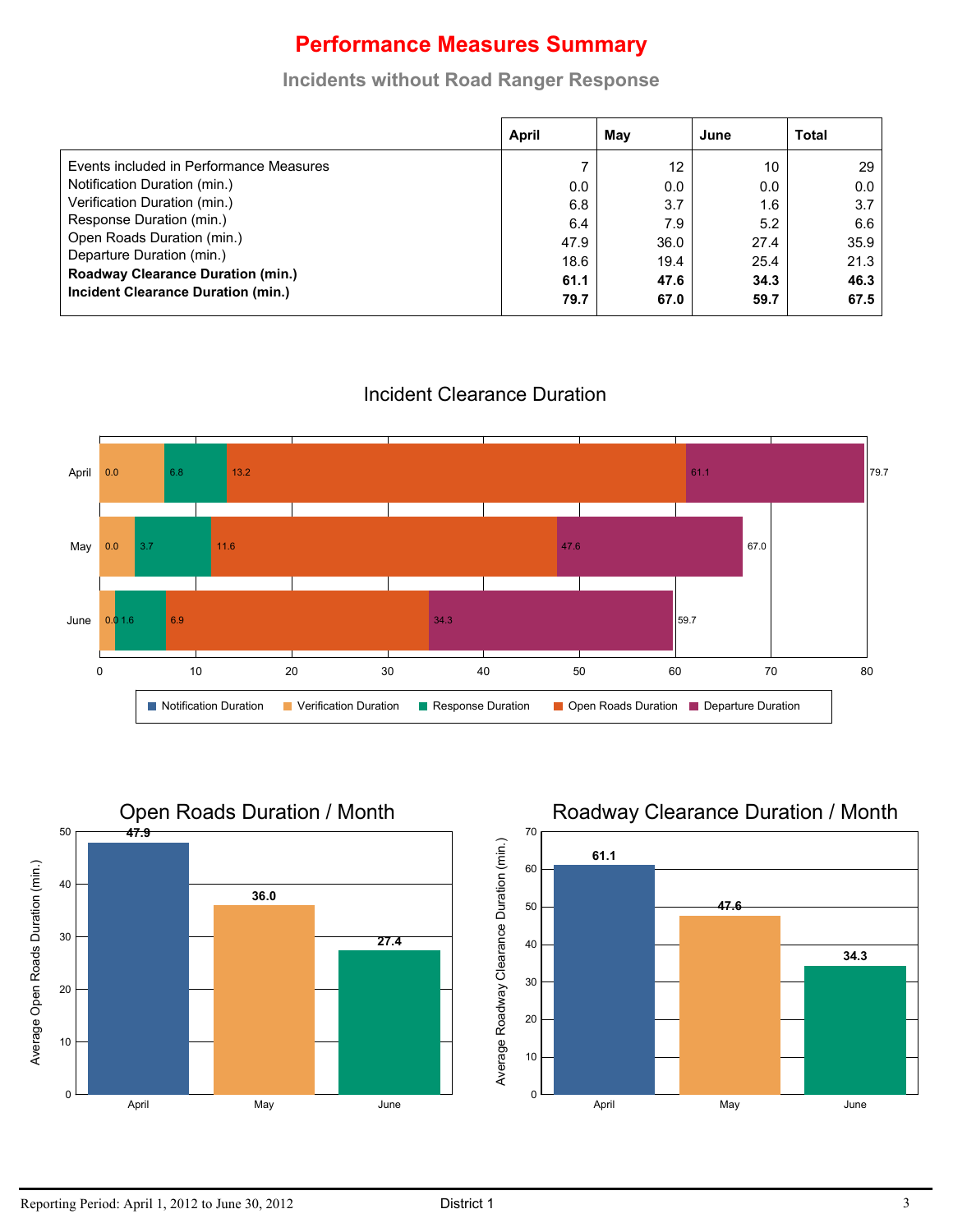# Performance Measures Summary

## Incidents without Road Ranger Response

| | April | May | June | Total |
|---|---|---|---|---|
| Events included in Performance Measures | 7 | 12 | 10 | 29 |
| Notification Duration (min.) | 0.0 | 0.0 | 0.0 | 0.0 |
| Verification Duration (min.) | 6.8 | 3.7 | 1.6 | 3.7 |
| Response Duration (min.) | 6.4 | 7.9 | 5.2 | 6.6 |
| Open Roads Duration (min.) | 47.9 | 36.0 | 27.4 | 35.9 |
| Departure Duration (min.) | 18.6 | 19.4 | 25.4 | 21.3 |
| **Roadway Clearance Duration (min.)** | **61.1** | **47.6** | **34.3** | **46.3** |
| **Incident Clearance Duration (min.)** | **79.7** | **67.0** | **59.7** | **67.5** |

### Incident Clearance Duration

| Month | Notification Duration | Verification Duration | Response Duration | Open Roads Duration | Departure Duration |
|---|---|---|---|---|---|
| April | 0.0 | 6.8 | 13.2 | 61.1 | 79.7 |
| May | 0.0 | 3.7 | 11.6 | 47.6 | 67.0 |
| June | 0.0 | 1.6 | 6.9 | 34.3 | 59.7 |

### Open Roads Duration / Month

Average Open Roads Duration (min.)

| April | May | June |
|---|---|---|
| 47.9 | 36.0 | 27.4 |

### Roadway Clearance Duration / Month

Average Roadway Clearance Duration (min.)

| April | May | June |
|---|---|---|
| 61.1 | 47.6 | 34.3 |

Reporting Period: April 1, 2012 to June 30, 2012 District 1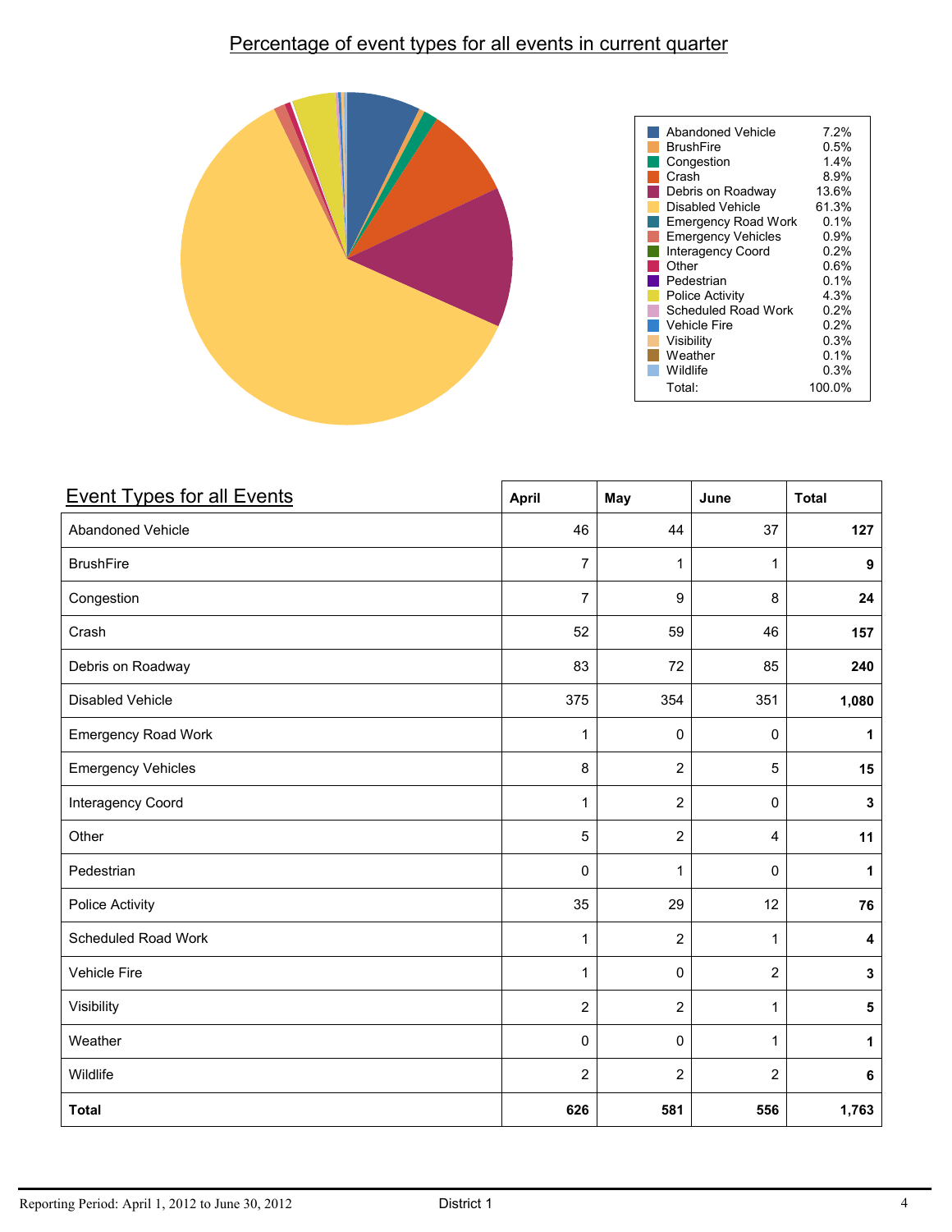## Percentage of event types for all events in current quarter

Abandoned Vehicle 7.2%
BrushFire 0.5%
Congestion 1.4%
Crash 8.9%
Debris on Roadway 13.6%
Disabled Vehicle 61.3%
Emergency Road Work 0.1%
Emergency Vehicles 0.9%
Interagency Coord 0.2%
Other 0.6%
Pedestrian 0.1%
Police Activity 4.3%
Scheduled Road Work 0.2%
Vehicle Fire 0.2%
Visibility 0.3%
Weather 0.1%
Wildlife 0.3%
Total: 100.0%

| Event Types for all Events | April | May | June | Total |
|---|---|---|---|---|
| Abandoned Vehicle | 46 | 44 | 37 | **127** |
| BrushFire | 7 | 1 | 1 | **9** |
| Congestion | 7 | 9 | 8 | **24** |
| Crash | 52 | 59 | 46 | **157** |
| Debris on Roadway | 83 | 72 | 85 | **240** |
| Disabled Vehicle | 375 | 354 | 351 | **1,080** |
| Emergency Road Work | 1 | 0 | 0 | **1** |
| Emergency Vehicles | 8 | 2 | 5 | **15** |
| Interagency Coord | 1 | 2 | 0 | **3** |
| Other | 5 | 2 | 4 | **11** |
| Pedestrian | 0 | 1 | 0 | **1** |
| Police Activity | 35 | 29 | 12 | **76** |
| Scheduled Road Work | 1 | 2 | 1 | **4** |
| Vehicle Fire | 1 | 0 | 2 | **3** |
| Visibility | 2 | 2 | 1 | **5** |
| Weather | 0 | 0 | 1 | **1** |
| Wildlife | 2 | 2 | 2 | **6** |
| **Total** | **626** | **581** | **556** | **1,763** |

Reporting Period: April 1, 2012 to June 30, 2012 District 1